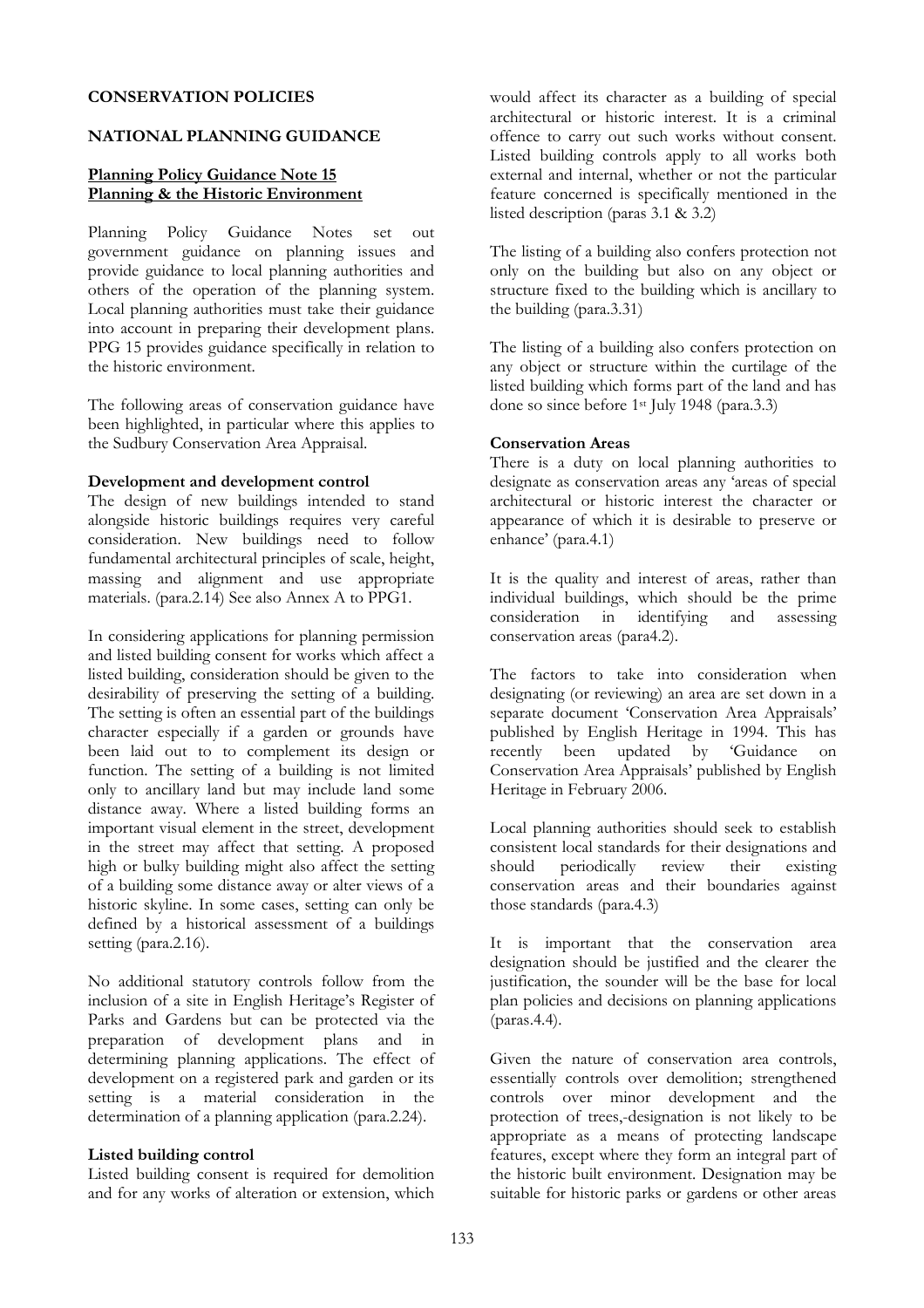## CONSERVATION POLICIES

## NATIONAL PLANNING GUIDANCE

### Planning Policy Guidance Note 15 Planning & the Historic Environment

Planning Policy Guidance Notes set out government guidance on planning issues and provide guidance to local planning authorities and others of the operation of the planning system. Local planning authorities must take their guidance into account in preparing their development plans. PPG 15 provides guidance specifically in relation to the historic environment.

The following areas of conservation guidance have been highlighted, in particular where this applies to the Sudbury Conservation Area Appraisal.

**Development and development control**

The design of new buildings intended to stand alongside historic buildings requires very careful consideration. New buildings need to follow fundamental architectural principles of scale, height, massing and alignment and use appropriate materials. (para.2.14) See also Annex A to PPG1.

In considering applications for planning permission and listed building consent for works which affect a listed building, consideration should be given to the desirability of preserving the setting of a building. The setting is often an essential part of the buildings character especially if a garden or grounds have been laid out to to complement its design or function. The setting of a building is not limited only to ancillary land but may include land some distance away. Where a listed building forms an important visual element in the street, development in the street may affect that setting. A proposed high or bulky building might also affect the setting of a building some distance away or alter views of a historic skyline. In some cases, setting can only be defined by a historical assessment of a buildings setting (para.2.16).

No additional statutory controls follow from the inclusion of a site in English Heritage's Register of Parks and Gardens but can be protected via the preparation of development plans and in determining planning applications. The effect of development on a registered park and garden or its setting is a material consideration in the determination of a planning application (para.2.24).

**Listed building control**

Listed building consent is required for demolition and for any works of alteration or extension, which would affect its character as a building of special architectural or historic interest. It is a criminal offence to carry out such works without consent. Listed building controls apply to all works both external and internal, whether or not the particular feature concerned is specifically mentioned in the listed description (paras 3.1 & 3.2)

The listing of a building also confers protection not only on the building but also on any object or structure fixed to the building which is ancillary to the building (para.3.31)

The listing of a building also confers protection on any object or structure within the curtilage of the listed building which forms part of the land and has done so since before 1st July 1948 (para.3.3)

**Conservation Areas**

There is a duty on local planning authorities to designate as conservation areas any 'areas of special architectural or historic interest the character or appearance of which it is desirable to preserve or enhance' (para.4.1)

It is the quality and interest of areas, rather than individual buildings, which should be the prime consideration in identifying and assessing conservation areas (para4.2).

The factors to take into consideration when designating (or reviewing) an area are set down in a separate document 'Conservation Area Appraisals' published by English Heritage in 1994. This has recently been updated by 'Guidance on Conservation Area Appraisals' published by English Heritage in February 2006.

Local planning authorities should seek to establish consistent local standards for their designations and should periodically review their existing conservation areas and their boundaries against those standards (para.4.3)

It is important that the conservation area designation should be justified and the clearer the justification, the sounder will be the base for local plan policies and decisions on planning applications (paras.4.4).

Given the nature of conservation area controls, essentially controls over demolition; strengthened controls over minor development and the protection of trees,-designation is not likely to be appropriate as a means of protecting landscape features, except where they form an integral part of the historic built environment. Designation may be suitable for historic parks or gardens or other areas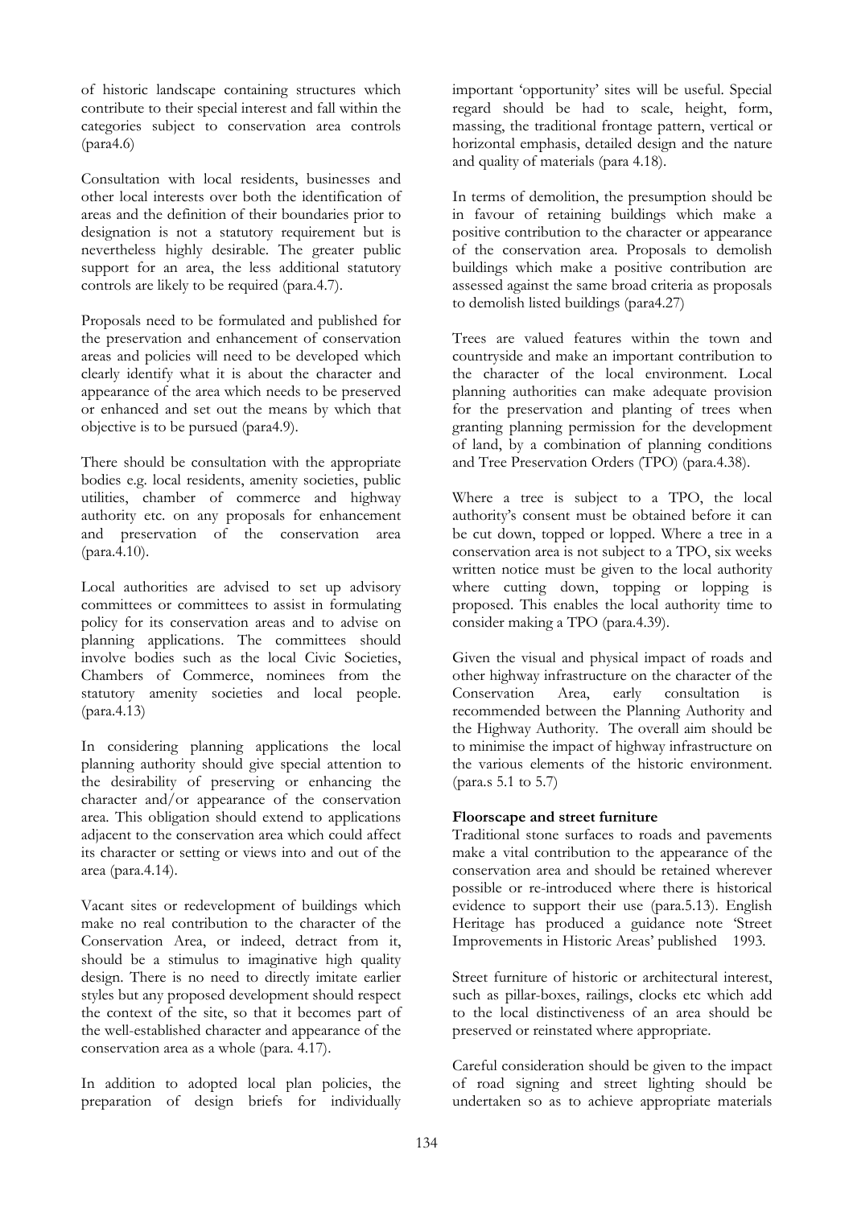of historic landscape containing structures which contribute to their special interest and fall within the categories subject to conservation area controls (para4.6)

Consultation with local residents, businesses and other local interests over both the identification of areas and the definition of their boundaries prior to designation is not a statutory requirement but is nevertheless highly desirable. The greater public support for an area, the less additional statutory controls are likely to be required (para.4.7).

Proposals need to be formulated and published for the preservation and enhancement of conservation areas and policies will need to be developed which clearly identify what it is about the character and appearance of the area which needs to be preserved or enhanced and set out the means by which that objective is to be pursued (para4.9).

There should be consultation with the appropriate bodies e.g. local residents, amenity societies, public utilities, chamber of commerce and highway authority etc. on any proposals for enhancement and preservation of the conservation area (para.4.10).

Local authorities are advised to set up advisory committees or committees to assist in formulating policy for its conservation areas and to advise on planning applications. The committees should involve bodies such as the local Civic Societies, Chambers of Commerce, nominees from the statutory amenity societies and local people. (para.4.13)

In considering planning applications the local planning authority should give special attention to the desirability of preserving or enhancing the character and/or appearance of the conservation area. This obligation should extend to applications adjacent to the conservation area which could affect its character or setting or views into and out of the area (para.4.14).

Vacant sites or redevelopment of buildings which make no real contribution to the character of the Conservation Area, or indeed, detract from it, should be a stimulus to imaginative high quality design. There is no need to directly imitate earlier styles but any proposed development should respect the context of the site, so that it becomes part of the well-established character and appearance of the conservation area as a whole (para. 4.17).

In addition to adopted local plan policies, the preparation of design briefs for individually important 'opportunity' sites will be useful. Special regard should be had to scale, height, form, massing, the traditional frontage pattern, vertical or horizontal emphasis, detailed design and the nature and quality of materials (para 4.18).

In terms of demolition, the presumption should be in favour of retaining buildings which make a positive contribution to the character or appearance of the conservation area. Proposals to demolish buildings which make a positive contribution are assessed against the same broad criteria as proposals to demolish listed buildings (para4.27)

Trees are valued features within the town and countryside and make an important contribution to the character of the local environment. Local planning authorities can make adequate provision for the preservation and planting of trees when granting planning permission for the development of land, by a combination of planning conditions and Tree Preservation Orders (TPO) (para.4.38).

Where a tree is subject to a TPO, the local authority's consent must be obtained before it can be cut down, topped or lopped. Where a tree in a conservation area is not subject to a TPO, six weeks written notice must be given to the local authority where cutting down, topping or lopping is proposed. This enables the local authority time to consider making a TPO (para.4.39).

Given the visual and physical impact of roads and other highway infrastructure on the character of the Conservation Area, early consultation is recommended between the Planning Authority and the Highway Authority. The overall aim should be to minimise the impact of highway infrastructure on the various elements of the historic environment. (para.s 5.1 to 5.7)

**Floorscape and street furniture**

Traditional stone surfaces to roads and pavements make a vital contribution to the appearance of the conservation area and should be retained wherever possible or re-introduced where there is historical evidence to support their use (para.5.13). English Heritage has produced a guidance note 'Street Improvements in Historic Areas' published 1993.

Street furniture of historic or architectural interest, such as pillar-boxes, railings, clocks etc which add to the local distinctiveness of an area should be preserved or reinstated where appropriate.

Careful consideration should be given to the impact of road signing and street lighting should be undertaken so as to achieve appropriate materials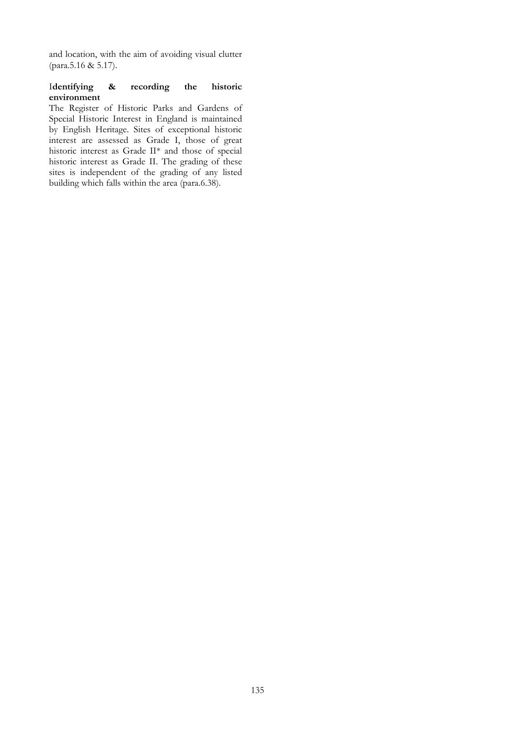and location, with the aim of avoiding visual clutter (para.5.16 & 5.17).

**Identifying & recording the historic environment**

The Register of Historic Parks and Gardens of Special Historic Interest in England is maintained by English Heritage. Sites of exceptional historic interest are assessed as Grade I, those of great historic interest as Grade II* and those of special historic interest as Grade II. The grading of these sites is independent of the grading of any listed building which falls within the area (para.6.38).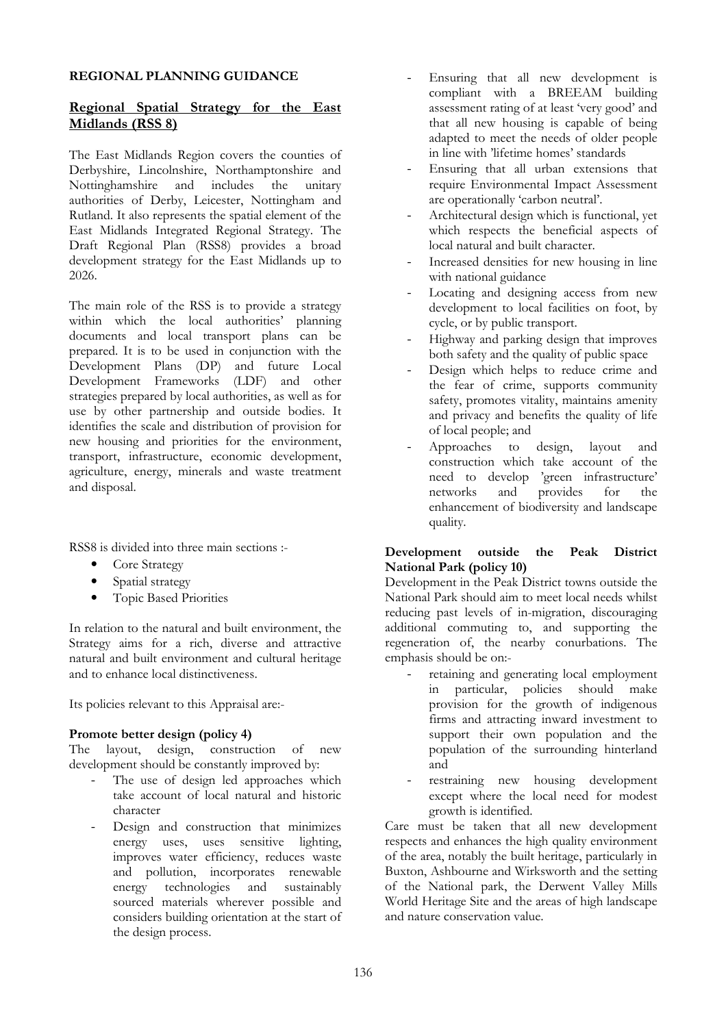**REGIONAL PLANNING GUIDANCE**

## Regional Spatial Strategy for the East Midlands (RSS 8)

The East Midlands Region covers the counties of Derbyshire, Lincolnshire, Northamptonshire and Nottinghamshire and includes the unitary authorities of Derby, Leicester, Nottingham and Rutland. It also represents the spatial element of the East Midlands Integrated Regional Strategy. The Draft Regional Plan (RSS8) provides a broad development strategy for the East Midlands up to 2026.

The main role of the RSS is to provide a strategy within which the local authorities' planning documents and local transport plans can be prepared. It is to be used in conjunction with the Development Plans (DP) and future Local Development Frameworks (LDF) and other strategies prepared by local authorities, as well as for use by other partnership and outside bodies. It identifies the scale and distribution of provision for new housing and priorities for the environment, transport, infrastructure, economic development, agriculture, energy, minerals and waste treatment and disposal.

RSS8 is divided into three main sections :-

- Core Strategy
- Spatial strategy
- Topic Based Priorities

In relation to the natural and built environment, the Strategy aims for a rich, diverse and attractive natural and built environment and cultural heritage and to enhance local distinctiveness.

Its policies relevant to this Appraisal are:-

**Promote better design (policy 4)**

The layout, design, construction of new development should be constantly improved by:

- The use of design led approaches which take account of local natural and historic character
- Design and construction that minimizes energy uses, uses sensitive lighting, improves water efficiency, reduces waste and pollution, incorporates renewable energy technologies and sustainably sourced materials wherever possible and considers building orientation at the start of the design process.
- Ensuring that all new development is compliant with a BREEAM building assessment rating of at least 'very good' and that all new housing is capable of being adapted to meet the needs of older people in line with 'lifetime homes' standards
- Ensuring that all urban extensions that require Environmental Impact Assessment are operationally 'carbon neutral'.
- Architectural design which is functional, yet which respects the beneficial aspects of local natural and built character.
- Increased densities for new housing in line with national guidance
- Locating and designing access from new development to local facilities on foot, by cycle, or by public transport.
- Highway and parking design that improves both safety and the quality of public space
- Design which helps to reduce crime and the fear of crime, supports community safety, promotes vitality, maintains amenity and privacy and benefits the quality of life of local people; and
- Approaches to design, layout and construction which take account of the need to develop 'green infrastructure' networks and provides for the enhancement of biodiversity and landscape quality.

**Development outside the Peak District National Park (policy 10)**

Development in the Peak District towns outside the National Park should aim to meet local needs whilst reducing past levels of in-migration, discouraging additional commuting to, and supporting the regeneration of, the nearby conurbations. The emphasis should be on:-

- retaining and generating local employment in particular, policies should make provision for the growth of indigenous firms and attracting inward investment to support their own population and the population of the surrounding hinterland and
- restraining new housing development except where the local need for modest growth is identified.

Care must be taken that all new development respects and enhances the high quality environment of the area, notably the built heritage, particularly in Buxton, Ashbourne and Wirksworth and the setting of the National park, the Derwent Valley Mills World Heritage Site and the areas of high landscape and nature conservation value.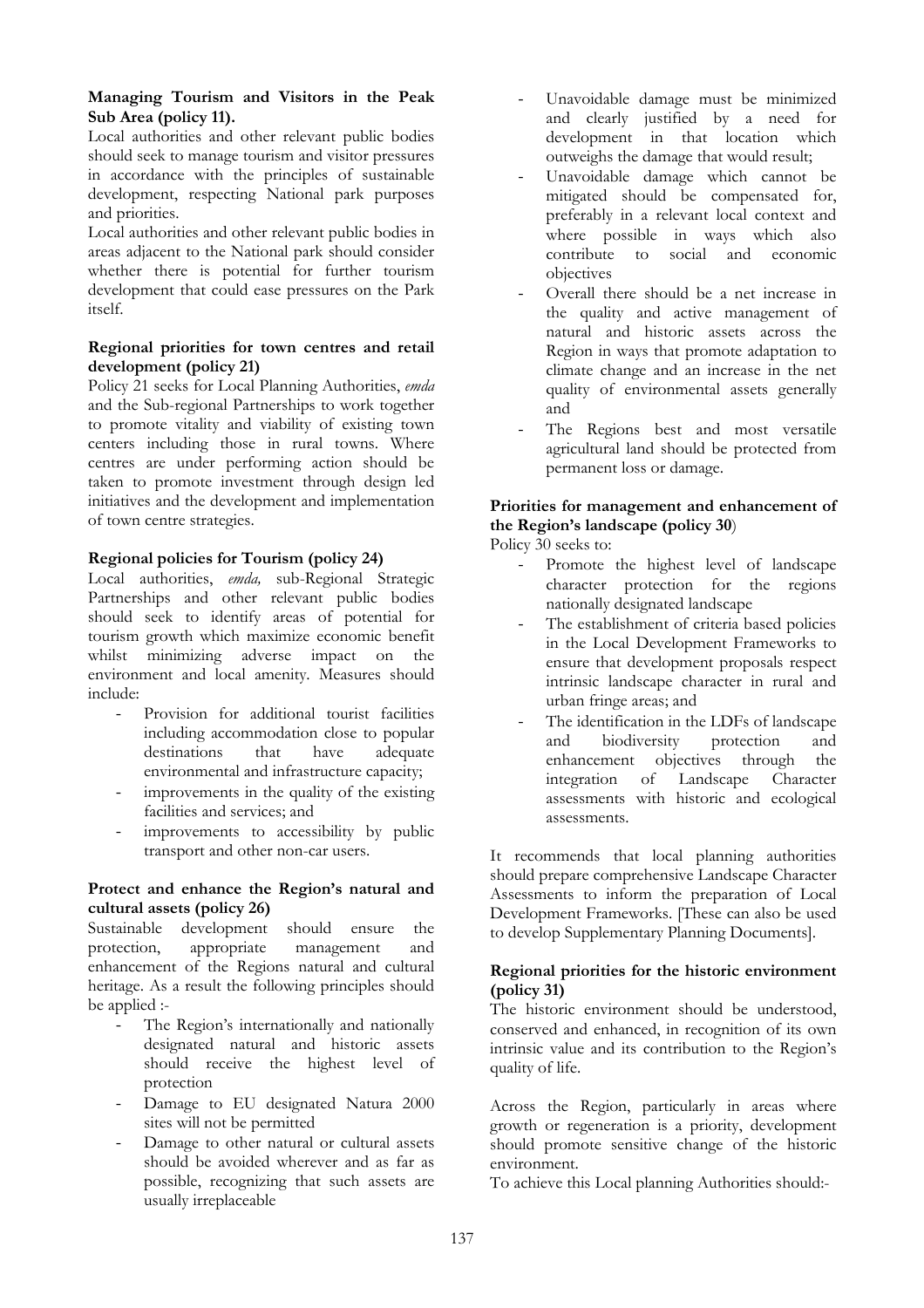**Managing Tourism and Visitors in the Peak Sub Area (policy 11).**

Local authorities and other relevant public bodies should seek to manage tourism and visitor pressures in accordance with the principles of sustainable development, respecting National park purposes and priorities.

Local authorities and other relevant public bodies in areas adjacent to the National park should consider whether there is potential for further tourism development that could ease pressures on the Park itself.

**Regional priorities for town centres and retail development (policy 21)**

Policy 21 seeks for Local Planning Authorities, *emda* and the Sub-regional Partnerships to work together to promote vitality and viability of existing town centers including those in rural towns. Where centres are under performing action should be taken to promote investment through design led initiatives and the development and implementation of town centre strategies.

**Regional policies for Tourism (policy 24)**

Local authorities, *emda,* sub-Regional Strategic Partnerships and other relevant public bodies should seek to identify areas of potential for tourism growth which maximize economic benefit whilst minimizing adverse impact on the environment and local amenity. Measures should include:

- Provision for additional tourist facilities including accommodation close to popular destinations that have adequate environmental and infrastructure capacity;
- improvements in the quality of the existing facilities and services; and
- improvements to accessibility by public transport and other non-car users.

**Protect and enhance the Region's natural and cultural assets (policy 26)**

Sustainable development should ensure the protection, appropriate management and enhancement of the Regions natural and cultural heritage. As a result the following principles should be applied :-

- The Region's internationally and nationally designated natural and historic assets should receive the highest level of protection
- Damage to EU designated Natura 2000 sites will not be permitted
- Damage to other natural or cultural assets should be avoided wherever and as far as possible, recognizing that such assets are usually irreplaceable
- Unavoidable damage must be minimized and clearly justified by a need for development in that location which outweighs the damage that would result;
- Unavoidable damage which cannot be mitigated should be compensated for, preferably in a relevant local context and where possible in ways which also contribute to social and economic objectives
- Overall there should be a net increase in the quality and active management of natural and historic assets across the Region in ways that promote adaptation to climate change and an increase in the net quality of environmental assets generally and
- The Regions best and most versatile agricultural land should be protected from permanent loss or damage.

**Priorities for management and enhancement of the Region's landscape (policy 30)**

Policy 30 seeks to:

- Promote the highest level of landscape character protection for the regions nationally designated landscape
- The establishment of criteria based policies in the Local Development Frameworks to ensure that development proposals respect intrinsic landscape character in rural and urban fringe areas; and
- The identification in the LDFs of landscape and biodiversity protection and enhancement objectives through the integration of Landscape Character assessments with historic and ecological assessments.

It recommends that local planning authorities should prepare comprehensive Landscape Character Assessments to inform the preparation of Local Development Frameworks. [These can also be used to develop Supplementary Planning Documents].

**Regional priorities for the historic environment (policy 31)**

The historic environment should be understood, conserved and enhanced, in recognition of its own intrinsic value and its contribution to the Region's quality of life.

Across the Region, particularly in areas where growth or regeneration is a priority, development should promote sensitive change of the historic environment.

To achieve this Local planning Authorities should:-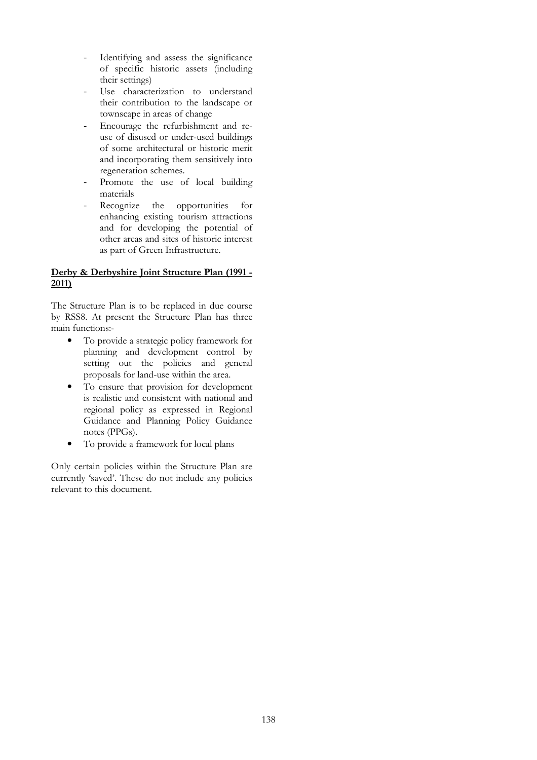- Identifying and assess the significance of specific historic assets (including their settings)
- Use characterization to understand their contribution to the landscape or townscape in areas of change
- Encourage the refurbishment and re-use of disused or under-used buildings of some architectural or historic merit and incorporating them sensitively into regeneration schemes.
- Promote the use of local building materials
- Recognize the opportunities for enhancing existing tourism attractions and for developing the potential of other areas and sites of historic interest as part of Green Infrastructure.

**Derby & Derbyshire Joint Structure Plan (1991 - 2011)**

The Structure Plan is to be replaced in due course by RSS8. At present the Structure Plan has three main functions:-

- To provide a strategic policy framework for planning and development control by setting out the policies and general proposals for land-use within the area.
- To ensure that provision for development is realistic and consistent with national and regional policy as expressed in Regional Guidance and Planning Policy Guidance notes (PPGs).
- To provide a framework for local plans

Only certain policies within the Structure Plan are currently 'saved'. These do not include any policies relevant to this document.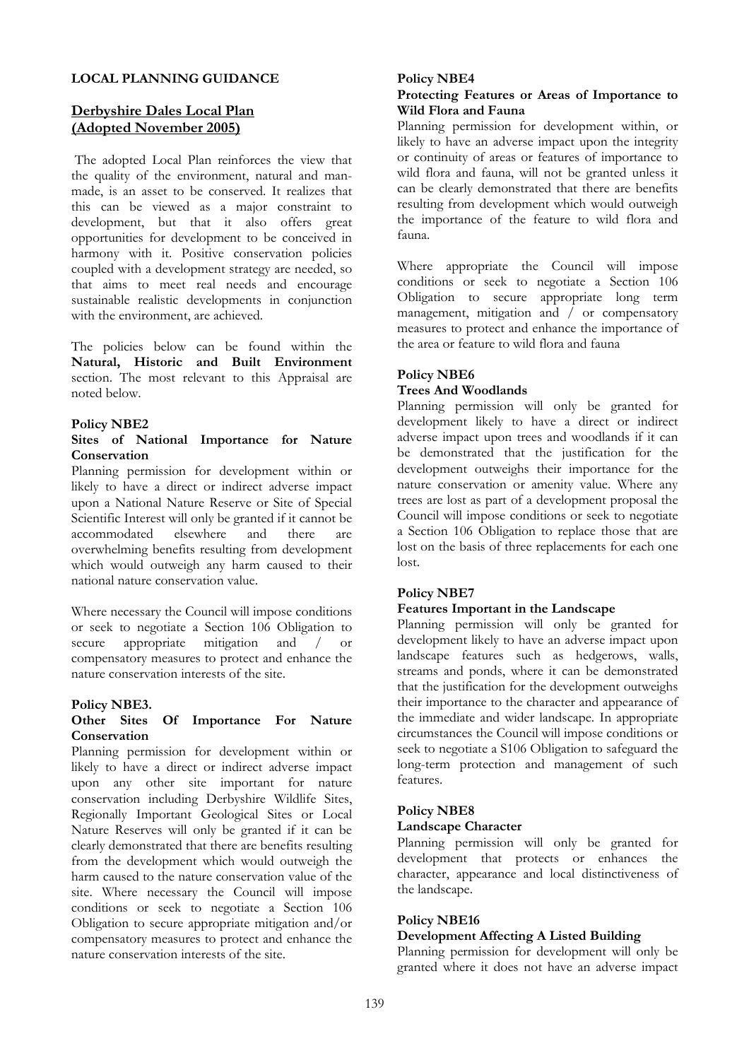**LOCAL PLANNING GUIDANCE**

## Derbyshire Dales Local Plan (Adopted November 2005)

The adopted Local Plan reinforces the view that the quality of the environment, natural and man-made, is an asset to be conserved. It realizes that this can be viewed as a major constraint to development, but that it also offers great opportunities for development to be conceived in harmony with it. Positive conservation policies coupled with a development strategy are needed, so that aims to meet real needs and encourage sustainable realistic developments in conjunction with the environment, are achieved.

The policies below can be found within the **Natural, Historic and Built Environment** section. The most relevant to this Appraisal are noted below.

**Policy NBE2**

**Sites of National Importance for Nature Conservation**

Planning permission for development within or likely to have a direct or indirect adverse impact upon a National Nature Reserve or Site of Special Scientific Interest will only be granted if it cannot be accommodated elsewhere and there are overwhelming benefits resulting from development which would outweigh any harm caused to their national nature conservation value.

Where necessary the Council will impose conditions or seek to negotiate a Section 106 Obligation to secure appropriate mitigation and / or compensatory measures to protect and enhance the nature conservation interests of the site.

**Policy NBE3.**

**Other Sites Of Importance For Nature Conservation**

Planning permission for development within or likely to have a direct or indirect adverse impact upon any other site important for nature conservation including Derbyshire Wildlife Sites, Regionally Important Geological Sites or Local Nature Reserves will only be granted if it can be clearly demonstrated that there are benefits resulting from the development which would outweigh the harm caused to the nature conservation value of the site. Where necessary the Council will impose conditions or seek to negotiate a Section 106 Obligation to secure appropriate mitigation and/or compensatory measures to protect and enhance the nature conservation interests of the site.

**Policy NBE4**

**Protecting Features or Areas of Importance to Wild Flora and Fauna**

Planning permission for development within, or likely to have an adverse impact upon the integrity or continuity of areas or features of importance to wild flora and fauna, will not be granted unless it can be clearly demonstrated that there are benefits resulting from development which would outweigh the importance of the feature to wild flora and fauna.

Where appropriate the Council will impose conditions or seek to negotiate a Section 106 Obligation to secure appropriate long term management, mitigation and / or compensatory measures to protect and enhance the importance of the area or feature to wild flora and fauna

**Policy NBE6**

**Trees And Woodlands**

Planning permission will only be granted for development likely to have a direct or indirect adverse impact upon trees and woodlands if it can be demonstrated that the justification for the development outweighs their importance for the nature conservation or amenity value. Where any trees are lost as part of a development proposal the Council will impose conditions or seek to negotiate a Section 106 Obligation to replace those that are lost on the basis of three replacements for each one lost.

**Policy NBE7**

**Features Important in the Landscape**

Planning permission will only be granted for development likely to have an adverse impact upon landscape features such as hedgerows, walls, streams and ponds, where it can be demonstrated that the justification for the development outweighs their importance to the character and appearance of the immediate and wider landscape. In appropriate circumstances the Council will impose conditions or seek to negotiate a S106 Obligation to safeguard the long-term protection and management of such features.

**Policy NBE8**

**Landscape Character**

Planning permission will only be granted for development that protects or enhances the character, appearance and local distinctiveness of the landscape.

**Policy NBE16**

**Development Affecting A Listed Building**

Planning permission for development will only be granted where it does not have an adverse impact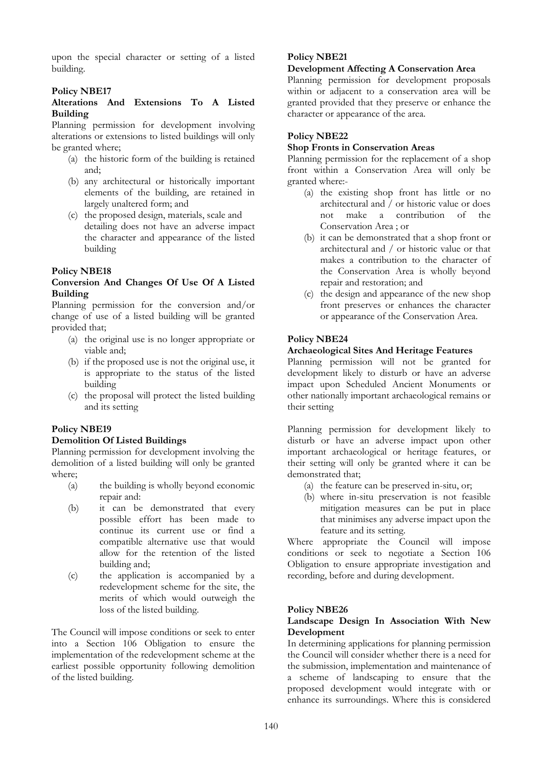upon the special character or setting of a listed building.

**Policy NBE17**

**Alterations And Extensions To A Listed Building**

Planning permission for development involving alterations or extensions to listed buildings will only be granted where;

(a) the historic form of the building is retained and;
(b) any architectural or historically important elements of the building, are retained in largely unaltered form; and
(c) the proposed design, materials, scale and detailing does not have an adverse impact the character and appearance of the listed building

**Policy NBE18**

**Conversion And Changes Of Use Of A Listed Building**

Planning permission for the conversion and/or change of use of a listed building will be granted provided that;

(a) the original use is no longer appropriate or viable and;
(b) if the proposed use is not the original use, it is appropriate to the status of the listed building
(c) the proposal will protect the listed building and its setting

**Policy NBE19**

**Demolition Of Listed Buildings**

Planning permission for development involving the demolition of a listed building will only be granted where;

(a) the building is wholly beyond economic repair and:
(b) it can be demonstrated that every possible effort has been made to continue its current use or find a compatible alternative use that would allow for the retention of the listed building and;
(c) the application is accompanied by a redevelopment scheme for the site, the merits of which would outweigh the loss of the listed building.

The Council will impose conditions or seek to enter into a Section 106 Obligation to ensure the implementation of the redevelopment scheme at the earliest possible opportunity following demolition of the listed building.

**Policy NBE21**

**Development Affecting A Conservation Area**

Planning permission for development proposals within or adjacent to a conservation area will be granted provided that they preserve or enhance the character or appearance of the area.

**Policy NBE22**

**Shop Fronts in Conservation Areas**

Planning permission for the replacement of a shop front within a Conservation Area will only be granted where:-

(a) the existing shop front has little or no architectural and / or historic value or does not make a contribution of the Conservation Area ; or
(b) it can be demonstrated that a shop front or architectural and / or historic value or that makes a contribution to the character of the Conservation Area is wholly beyond repair and restoration; and
(c) the design and appearance of the new shop front preserves or enhances the character or appearance of the Conservation Area.

**Policy NBE24**

**Archaeological Sites And Heritage Features**

Planning permission will not be granted for development likely to disturb or have an adverse impact upon Scheduled Ancient Monuments or other nationally important archaeological remains or their setting

Planning permission for development likely to disturb or have an adverse impact upon other important archaeological or heritage features, or their setting will only be granted where it can be demonstrated that;

(a) the feature can be preserved in-situ, or;
(b) where in-situ preservation is not feasible mitigation measures can be put in place that minimises any adverse impact upon the feature and its setting.

Where appropriate the Council will impose conditions or seek to negotiate a Section 106 Obligation to ensure appropriate investigation and recording, before and during development.

**Policy NBE26**

**Landscape Design In Association With New Development**

In determining applications for planning permission the Council will consider whether there is a need for the submission, implementation and maintenance of a scheme of landscaping to ensure that the proposed development would integrate with or enhance its surroundings. Where this is considered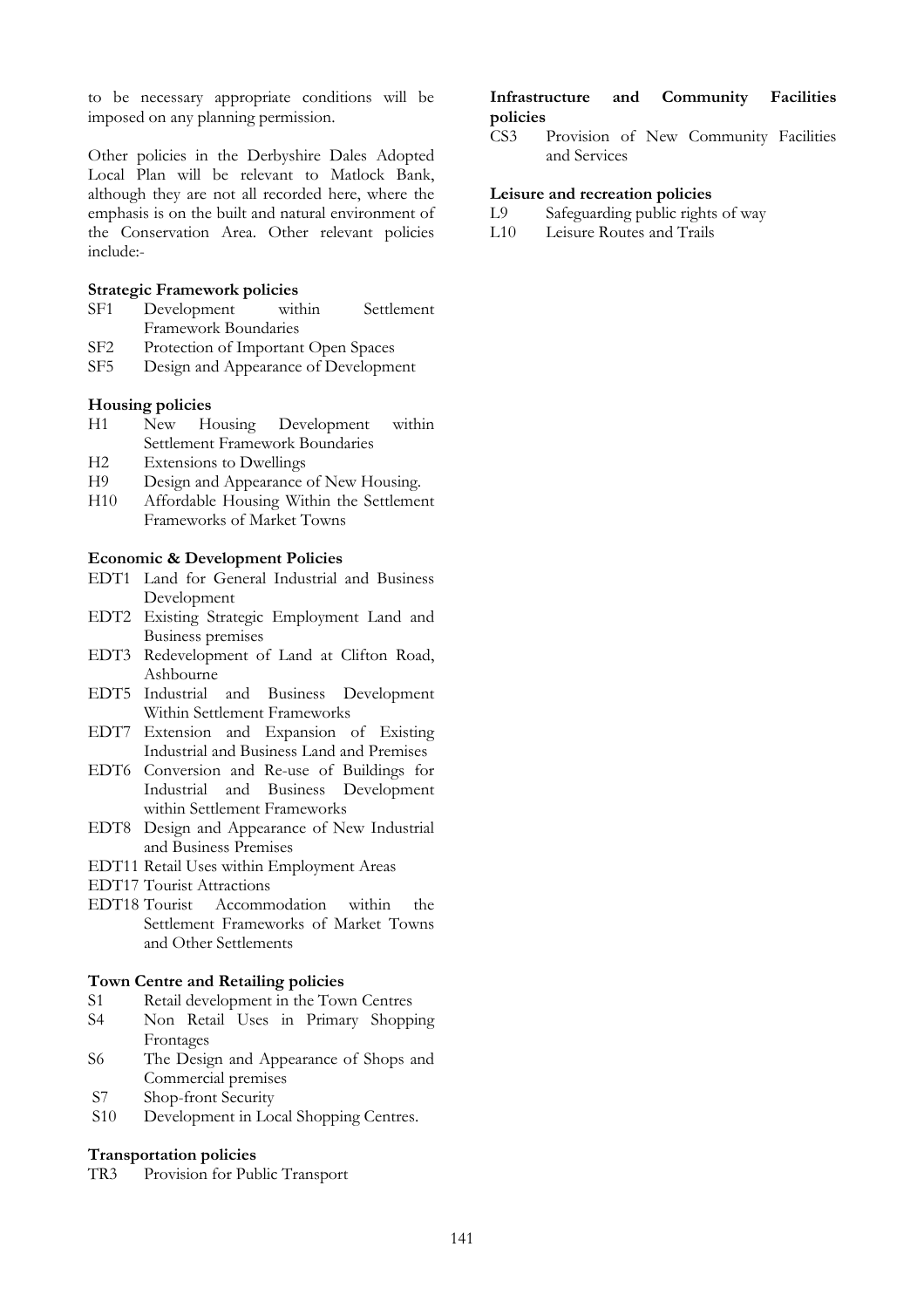to be necessary appropriate conditions will be imposed on any planning permission.

Other policies in the Derbyshire Dales Adopted Local Plan will be relevant to Matlock Bank, although they are not all recorded here, where the emphasis is on the built and natural environment of the Conservation Area. Other relevant policies include:-

**Strategic Framework policies**

- SF1 Development within Settlement Framework Boundaries
- SF2 Protection of Important Open Spaces
- SF5 Design and Appearance of Development

**Housing policies**

- H1 New Housing Development within Settlement Framework Boundaries
- H2 Extensions to Dwellings
- H9 Design and Appearance of New Housing.
- H10 Affordable Housing Within the Settlement Frameworks of Market Towns

**Economic & Development Policies**

- EDT1 Land for General Industrial and Business Development
- EDT2 Existing Strategic Employment Land and Business premises
- EDT3 Redevelopment of Land at Clifton Road, Ashbourne
- EDT5 Industrial and Business Development Within Settlement Frameworks
- EDT7 Extension and Expansion of Existing Industrial and Business Land and Premises
- EDT6 Conversion and Re-use of Buildings for Industrial and Business Development within Settlement Frameworks
- EDT8 Design and Appearance of New Industrial and Business Premises
- EDT11 Retail Uses within Employment Areas
- EDT17 Tourist Attractions
- EDT18 Tourist Accommodation within the Settlement Frameworks of Market Towns and Other Settlements

**Town Centre and Retailing policies**

- S1 Retail development in the Town Centres
- S4 Non Retail Uses in Primary Shopping Frontages
- S6 The Design and Appearance of Shops and Commercial premises
- S7 Shop-front Security
- S10 Development in Local Shopping Centres.

**Transportation policies**

- TR3 Provision for Public Transport

**Infrastructure and Community Facilities policies**

- CS3 Provision of New Community Facilities and Services

**Leisure and recreation policies**

- L9 Safeguarding public rights of way
- L10 Leisure Routes and Trails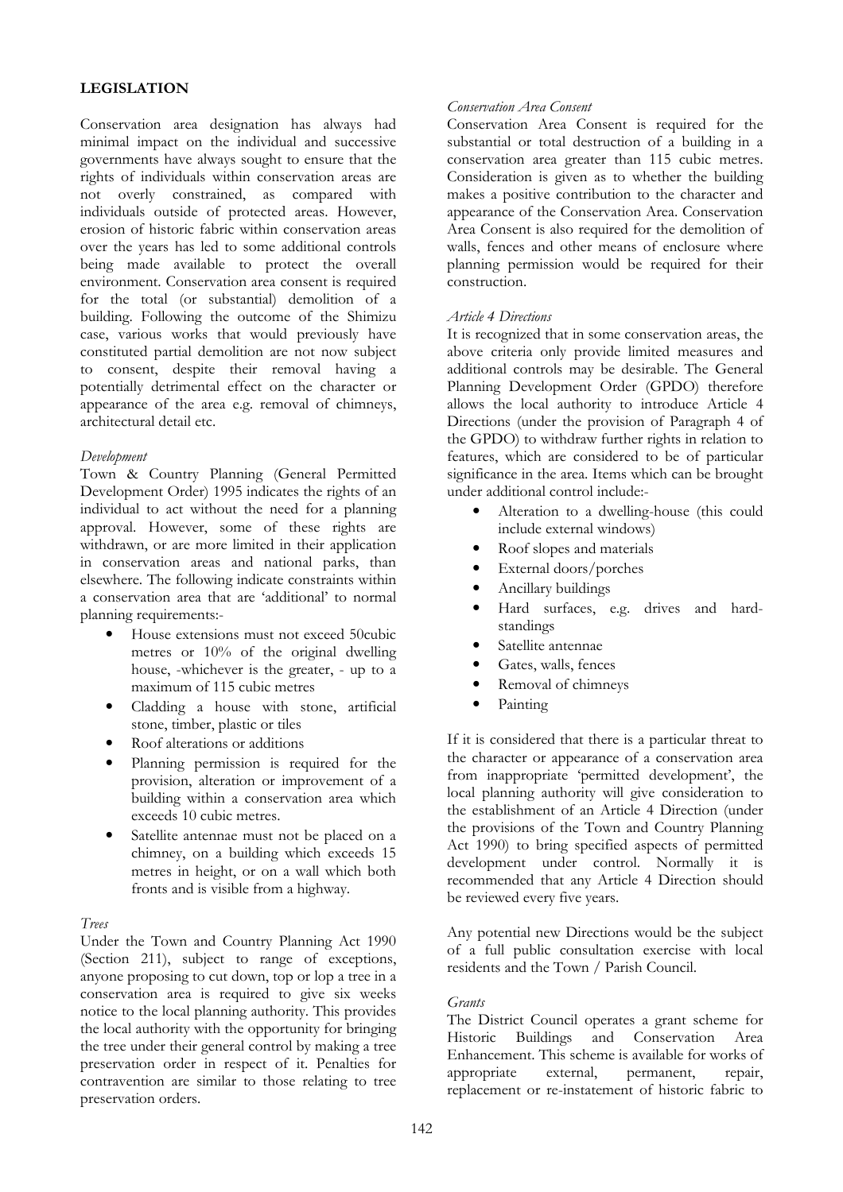## LEGISLATION

Conservation area designation has always had minimal impact on the individual and successive governments have always sought to ensure that the rights of individuals within conservation areas are not overly constrained, as compared with individuals outside of protected areas. However, erosion of historic fabric within conservation areas over the years has led to some additional controls being made available to protect the overall environment. Conservation area consent is required for the total (or substantial) demolition of a building. Following the outcome of the Shimizu case, various works that would previously have constituted partial demolition are not now subject to consent, despite their removal having a potentially detrimental effect on the character or appearance of the area e.g. removal of chimneys, architectural detail etc.

*Development*

Town & Country Planning (General Permitted Development Order) 1995 indicates the rights of an individual to act without the need for a planning approval. However, some of these rights are withdrawn, or are more limited in their application in conservation areas and national parks, than elsewhere. The following indicate constraints within a conservation area that are 'additional' to normal planning requirements:-

- House extensions must not exceed 50cubic metres or 10% of the original dwelling house, -whichever is the greater, - up to a maximum of 115 cubic metres
- Cladding a house with stone, artificial stone, timber, plastic or tiles
- Roof alterations or additions
- Planning permission is required for the provision, alteration or improvement of a building within a conservation area which exceeds 10 cubic metres.
- Satellite antennae must not be placed on a chimney, on a building which exceeds 15 metres in height, or on a wall which both fronts and is visible from a highway.

*Trees*

Under the Town and Country Planning Act 1990 (Section 211), subject to range of exceptions, anyone proposing to cut down, top or lop a tree in a conservation area is required to give six weeks notice to the local planning authority. This provides the local authority with the opportunity for bringing the tree under their general control by making a tree preservation order in respect of it. Penalties for contravention are similar to those relating to tree preservation orders.

*Conservation Area Consent*

Conservation Area Consent is required for the substantial or total destruction of a building in a conservation area greater than 115 cubic metres. Consideration is given as to whether the building makes a positive contribution to the character and appearance of the Conservation Area. Conservation Area Consent is also required for the demolition of walls, fences and other means of enclosure where planning permission would be required for their construction.

*Article 4 Directions*

It is recognized that in some conservation areas, the above criteria only provide limited measures and additional controls may be desirable. The General Planning Development Order (GPDO) therefore allows the local authority to introduce Article 4 Directions (under the provision of Paragraph 4 of the GPDO) to withdraw further rights in relation to features, which are considered to be of particular significance in the area. Items which can be brought under additional control include:-

- Alteration to a dwelling-house (this could include external windows)
- Roof slopes and materials
- External doors/porches
- Ancillary buildings
- Hard surfaces, e.g. drives and hard-standings
- Satellite antennae
- Gates, walls, fences
- Removal of chimneys
- Painting

If it is considered that there is a particular threat to the character or appearance of a conservation area from inappropriate 'permitted development', the local planning authority will give consideration to the establishment of an Article 4 Direction (under the provisions of the Town and Country Planning Act 1990) to bring specified aspects of permitted development under control. Normally it is recommended that any Article 4 Direction should be reviewed every five years.

Any potential new Directions would be the subject of a full public consultation exercise with local residents and the Town / Parish Council.

*Grants*

The District Council operates a grant scheme for Historic Buildings and Conservation Area Enhancement. This scheme is available for works of appropriate external, permanent, repair, replacement or re-instatement of historic fabric to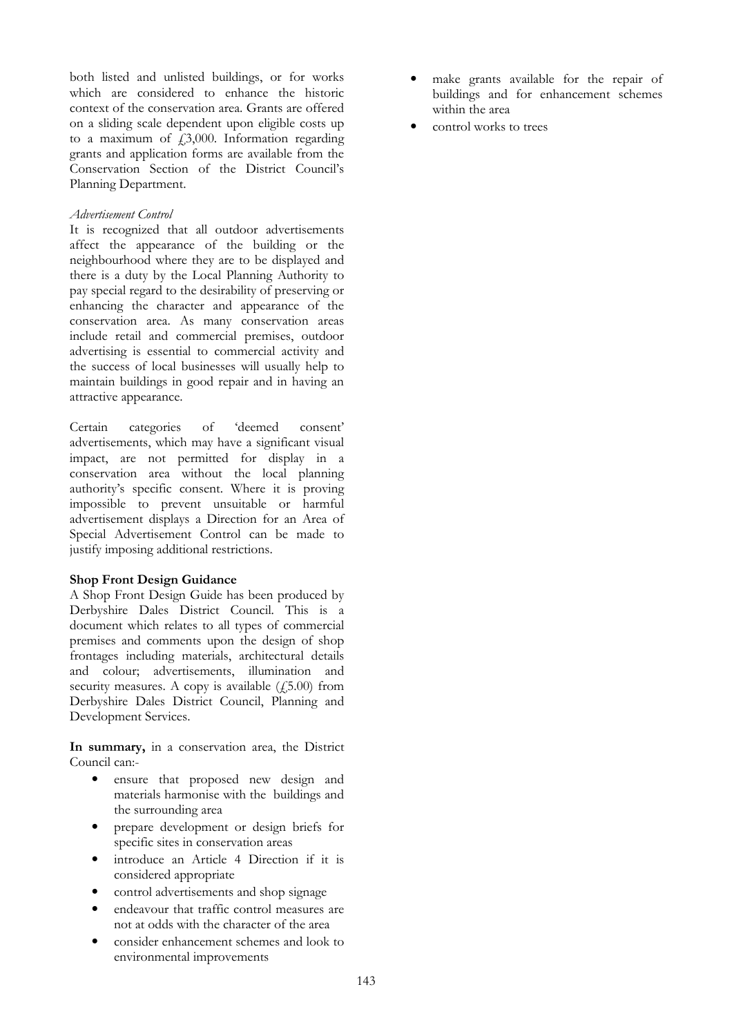both listed and unlisted buildings, or for works which are considered to enhance the historic context of the conservation area. Grants are offered on a sliding scale dependent upon eligible costs up to a maximum of £3,000. Information regarding grants and application forms are available from the Conservation Section of the District Council's Planning Department.

*Advertisement Control*

It is recognized that all outdoor advertisements affect the appearance of the building or the neighbourhood where they are to be displayed and there is a duty by the Local Planning Authority to pay special regard to the desirability of preserving or enhancing the character and appearance of the conservation area. As many conservation areas include retail and commercial premises, outdoor advertising is essential to commercial activity and the success of local businesses will usually help to maintain buildings in good repair and in having an attractive appearance.

Certain categories of 'deemed consent' advertisements, which may have a significant visual impact, are not permitted for display in a conservation area without the local planning authority's specific consent. Where it is proving impossible to prevent unsuitable or harmful advertisement displays a Direction for an Area of Special Advertisement Control can be made to justify imposing additional restrictions.

**Shop Front Design Guidance**

A Shop Front Design Guide has been produced by Derbyshire Dales District Council. This is a document which relates to all types of commercial premises and comments upon the design of shop frontages including materials, architectural details and colour; advertisements, illumination and security measures. A copy is available (£5.00) from Derbyshire Dales District Council, Planning and Development Services.

**In summary,** in a conservation area, the District Council can:-

- ensure that proposed new design and materials harmonise with the buildings and the surrounding area
- prepare development or design briefs for specific sites in conservation areas
- introduce an Article 4 Direction if it is considered appropriate
- control advertisements and shop signage
- endeavour that traffic control measures are not at odds with the character of the area
- consider enhancement schemes and look to environmental improvements
- make grants available for the repair of buildings and for enhancement schemes within the area
- control works to trees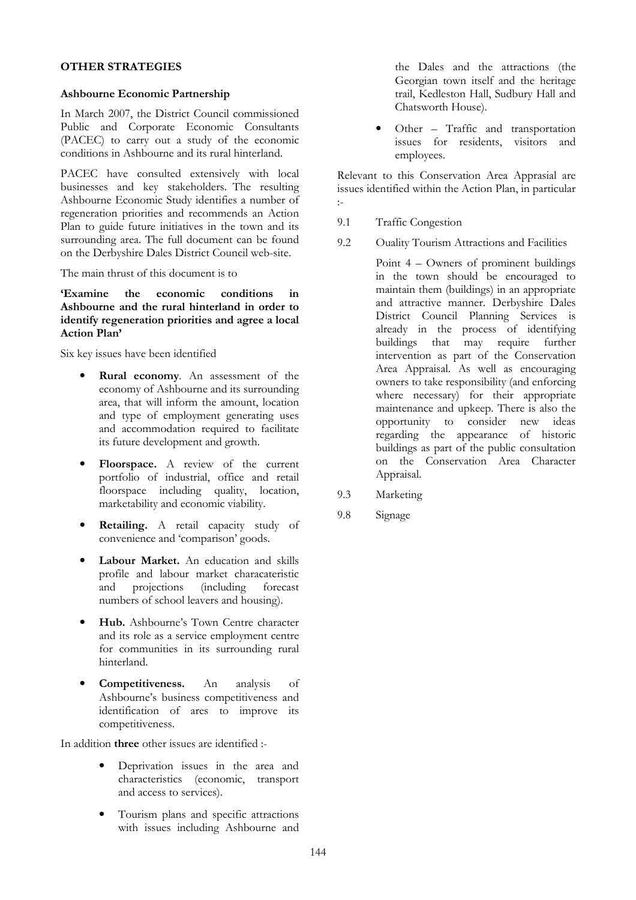## OTHER STRATEGIES

### Ashbourne Economic Partnership

In March 2007, the District Council commissioned Public and Corporate Economic Consultants (PACEC) to carry out a study of the economic conditions in Ashbourne and its rural hinterland.

PACEC have consulted extensively with local businesses and key stakeholders. The resulting Ashbourne Economic Study identifies a number of regeneration priorities and recommends an Action Plan to guide future initiatives in the town and its surrounding area. The full document can be found on the Derbyshire Dales District Council web-site.

The main thrust of this document is to

**'Examine the economic conditions in Ashbourne and the rural hinterland in order to identify regeneration priorities and agree a local Action Plan'**

Six key issues have been identified

- **Rural economy**. An assessment of the economy of Ashbourne and its surrounding area, that will inform the amount, location and type of employment generating uses and accommodation required to facilitate its future development and growth.
- **Floorspace.** A review of the current portfolio of industrial, office and retail floorspace including quality, location, marketability and economic viability.
- **Retailing.** A retail capacity study of convenience and 'comparison' goods.
- **Labour Market.** An education and skills profile and labour market characateristic and projections (including forecast numbers of school leavers and housing).
- **Hub.** Ashbourne's Town Centre character and its role as a service employment centre for communities in its surrounding rural hinterland.
- **Competitiveness.** An analysis of Ashbourne's business competitiveness and identification of ares to improve its competitiveness.

In addition **three** other issues are identified :-

- Deprivation issues in the area and characteristics (economic, transport and access to services).
- Tourism plans and specific attractions with issues including Ashbourne and the Dales and the attractions (the Georgian town itself and the heritage trail, Kedleston Hall, Sudbury Hall and Chatsworth House).
- Other – Traffic and transportation issues for residents, visitors and employees.

Relevant to this Conservation Area Apprasial are issues identified within the Action Plan, in particular :-

9.1 Traffic Congestion

9.2 Ouality Tourism Attractions and Facilities

Point 4 – Owners of prominent buildings in the town should be encouraged to maintain them (buildings) in an appropriate and attractive manner. Derbyshire Dales District Council Planning Services is already in the process of identifying buildings that may require further intervention as part of the Conservation Area Appraisal. As well as encouraging owners to take responsibility (and enforcing where necessary) for their appropriate maintenance and upkeep. There is also the opportunity to consider new ideas regarding the appearance of historic buildings as part of the public consultation on the Conservation Area Character Appraisal.

9.3 Marketing

9.8 Signage